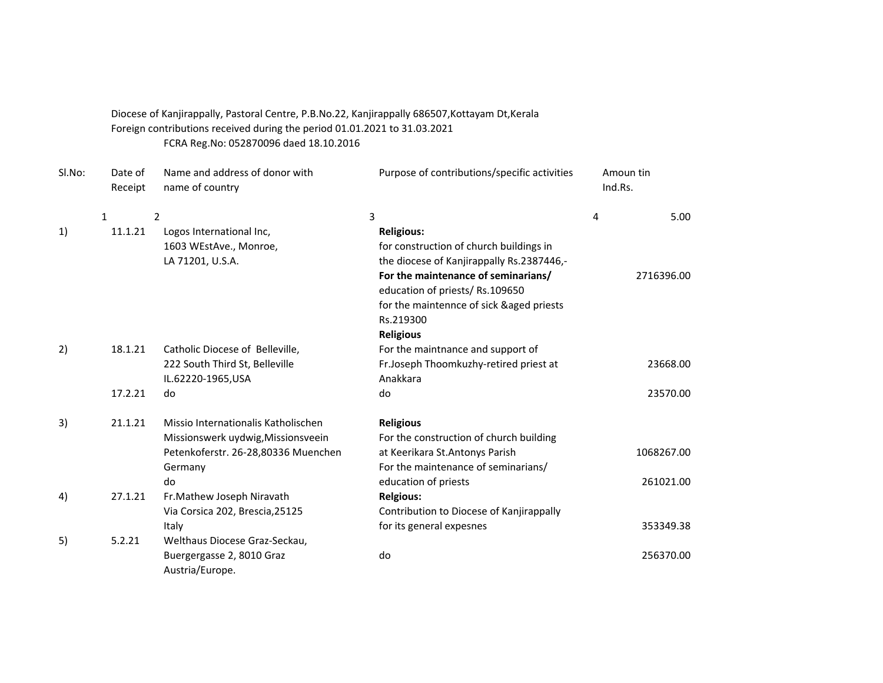Diocese of Kanjirappally, Pastoral Centre, P.B.No.22, Kanjirappally 686507,Kottayam Dt,Kerala
Foreign contributions received during the period 01.01.2021 to 31.03.2021
FCRA Reg.No: 052870096 daed 18.10.2016

| Sl.No: | Date of Receipt | Name and address of donor with name of country | Purpose of contributions/specific activities | Amoun tin Ind.Rs. |
|---|---|---|---|---|
| 1 | 2 | 3 | 4 | 5.00 |
| 1) | 11.1.21 | Logos International Inc, 1603 WEstAve., Monroe, LA 71201, U.S.A. | **Religious:** for construction of church buildings in the diocese of Kanjirappally Rs.2387446,- **For the maintenance of seminarians/** education of priests/ Rs.109650 for the maintennce of sick &aged priests Rs.219300 | 2716396.00 |
| 2) | 18.1.21 | Catholic Diocese of Belleville, 222 South Third St, Belleville IL.62220-1965,USA | **Religious** For the maintnance and support of Fr.Joseph Thoomkuzhy-retired priest at Anakkara | 23668.00 |
| | 17.2.21 | do | do | 23570.00 |
| 3) | 21.1.21 | Missio Internationalis Katholischen Missionswerk uydwig,Missionsveein Petenkoferstr. 26-28,80336 Muenchen Germany | **Religious** For the construction of church building at Keerikara St.Antonys Parish | 1068267.00 |
| | | do | For the maintenance of seminarians/ education of priests | 261021.00 |
| 4) | 27.1.21 | Fr.Mathew Joseph Niravath Via Corsica 202, Brescia,25125 Italy | **Relgious:** Contribution to Diocese of Kanjirappally for its general expesnes | 353349.38 |
| 5) | 5.2.21 | Welthaus Diocese Graz-Seckau, Buergergasse 2, 8010 Graz Austria/Europe. | do | 256370.00 |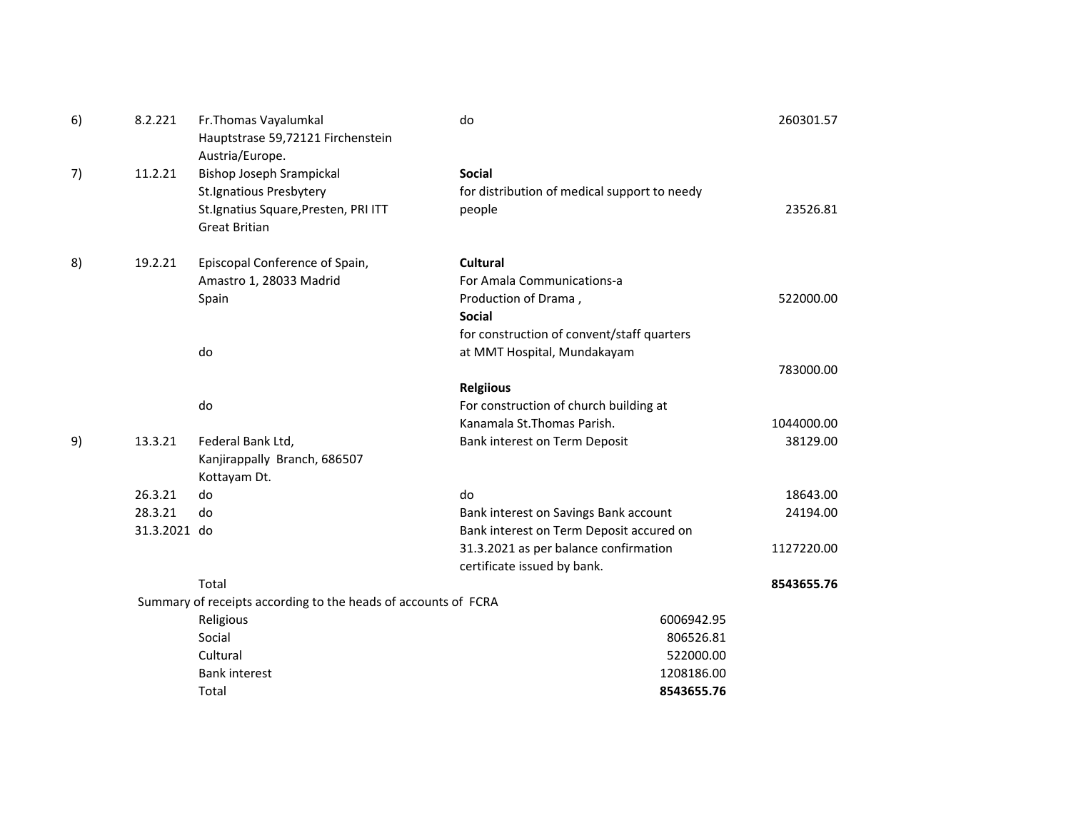| | | | | |
|---|---|---|---|---|
| 6) | 8.2.221 | Fr.Thomas Vayalumkal<br>Hauptstrase 59,72121 Firchenstein<br>Austria/Europe. | do | 260301.57 |
| 7) | 11.2.21 | Bishop Joseph Srampickal<br>St.Ignatious Presbytery<br>St.Ignatius Square,Presten, PRI ITT<br>Great Britian | **Social**<br>for distribution of medical support to needy people | 23526.81 |
| 8) | 19.2.21 | Episcopal Conference of Spain,<br>Amastro 1, 28033 Madrid<br>Spain | **Cultural**<br>For Amala Communications-a Production of Drama , | 522000.00 |
| | | do | **Social**<br>for construction of convent/staff quarters at MMT Hospital, Mundakayam | 783000.00 |
| | | do | **Relgiious**<br>For construction of church building at Kanamala St.Thomas Parish. | 1044000.00 |
| 9) | 13.3.21 | Federal Bank Ltd,<br>Kanjirappally Branch, 686507<br>Kottayam Dt. | Bank interest on Term Deposit | 38129.00 |
| | 26.3.21 | do | do | 18643.00 |
| | 28.3.21 | do | Bank interest on Savings Bank account | 24194.00 |
| | 31.3.2021 | do | Bank interest on Term Deposit accured on 31.3.2021 as per balance confirmation certificate issued by bank. | 1127220.00 |
| | | Total | | **8543655.76** |

Summary of receipts according to the heads of accounts of FCRA

| | |
|---|---|
| Religious | 6006942.95 |
| Social | 806526.81 |
| Cultural | 522000.00 |
| Bank interest | 1208186.00 |
| Total | **8543655.76** |